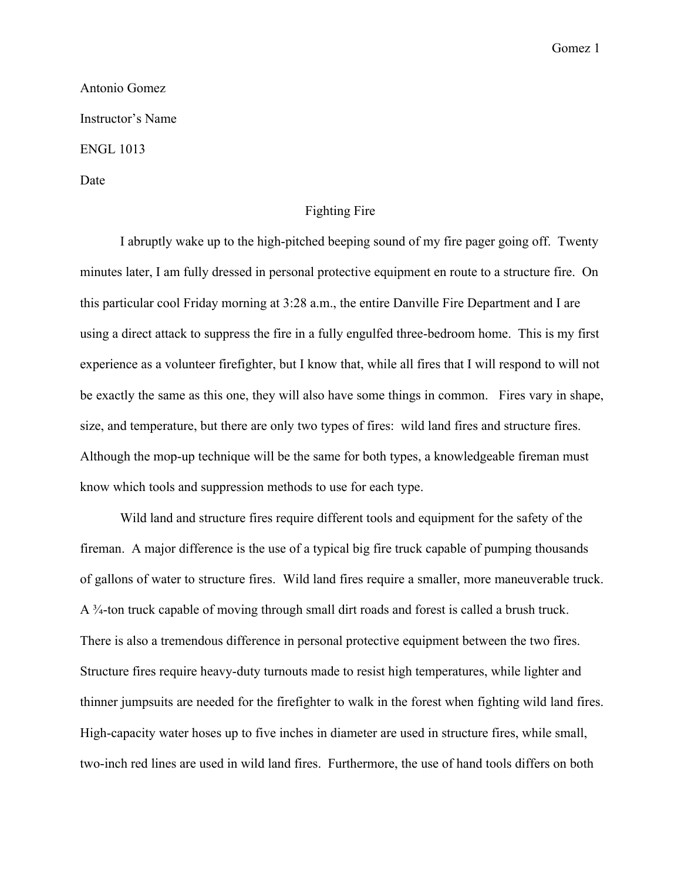Antonio Gomez

Instructor's Name

ENGL 1013

Date

# Fighting Fire

I abruptly wake up to the high-pitched beeping sound of my fire pager going off. Twenty minutes later, I am fully dressed in personal protective equipment en route to a structure fire. On this particular cool Friday morning at 3:28 a.m., the entire Danville Fire Department and I are using a direct attack to suppress the fire in a fully engulfed three-bedroom home. This is my first experience as a volunteer firefighter, but I know that, while all fires that I will respond to will not be exactly the same as this one, they will also have some things in common. Fires vary in shape, size, and temperature, but there are only two types of fires: wild land fires and structure fires. Although the mop-up technique will be the same for both types, a knowledgeable fireman must know which tools and suppression methods to use for each type.

Wild land and structure fires require different tools and equipment for the safety of the fireman. A major difference is the use of a typical big fire truck capable of pumping thousands of gallons of water to structure fires. Wild land fires require a smaller, more maneuverable truck. A ¾-ton truck capable of moving through small dirt roads and forest is called a brush truck. There is also a tremendous difference in personal protective equipment between the two fires. Structure fires require heavy-duty turnouts made to resist high temperatures, while lighter and thinner jumpsuits are needed for the firefighter to walk in the forest when fighting wild land fires. High-capacity water hoses up to five inches in diameter are used in structure fires, while small, two-inch red lines are used in wild land fires. Furthermore, the use of hand tools differs on both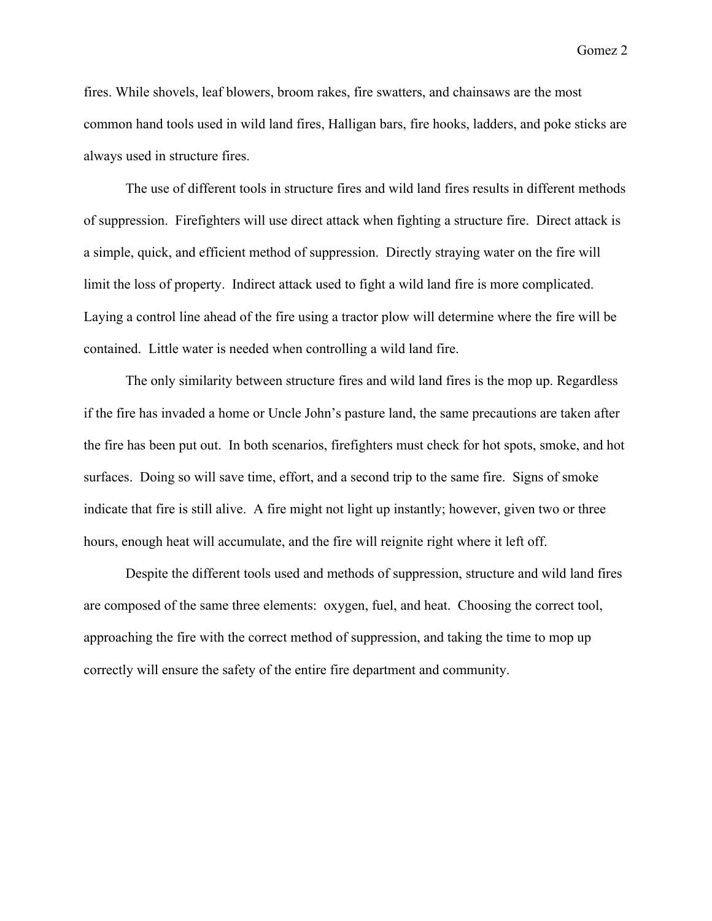fires. While shovels, leaf blowers, broom rakes, fire swatters, and chainsaws are the most common hand tools used in wild land fires, Halligan bars, fire hooks, ladders, and poke sticks are always used in structure fires.

The use of different tools in structure fires and wild land fires results in different methods of suppression. Firefighters will use direct attack when fighting a structure fire. Direct attack is a simple, quick, and efficient method of suppression. Directly straying water on the fire will limit the loss of property. Indirect attack used to fight a wild land fire is more complicated. Laying a control line ahead of the fire using a tractor plow will determine where the fire will be contained. Little water is needed when controlling a wild land fire.

The only similarity between structure fires and wild land fires is the mop up. Regardless if the fire has invaded a home or Uncle John's pasture land, the same precautions are taken after the fire has been put out. In both scenarios, firefighters must check for hot spots, smoke, and hot surfaces. Doing so will save time, effort, and a second trip to the same fire. Signs of smoke indicate that fire is still alive. A fire might not light up instantly; however, given two or three hours, enough heat will accumulate, and the fire will reignite right where it left off.

Despite the different tools used and methods of suppression, structure and wild land fires are composed of the same three elements: oxygen, fuel, and heat. Choosing the correct tool, approaching the fire with the correct method of suppression, and taking the time to mop up correctly will ensure the safety of the entire fire department and community.